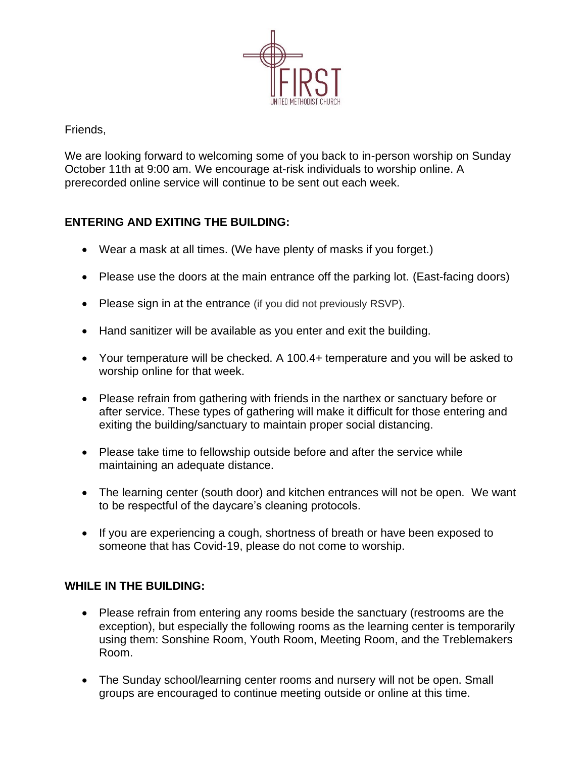FIRST

UNITED METHODIST CHURCH

Friends,

We are looking forward to welcoming some of you back to in-person worship on Sunday October 11th at 9:00 am. We encourage at-risk individuals to worship online. A prerecorded online service will continue to be sent out each week.

**ENTERING AND EXITING THE BUILDING:**

- Wear a mask at all times. (We have plenty of masks if you forget.)
- Please use the doors at the main entrance off the parking lot. (East-facing doors)
- Please sign in at the entrance (if you did not previously RSVP).
- Hand sanitizer will be available as you enter and exit the building.
- Your temperature will be checked. A 100.4+ temperature and you will be asked to worship online for that week.
- Please refrain from gathering with friends in the narthex or sanctuary before or after service. These types of gathering will make it difficult for those entering and exiting the building/sanctuary to maintain proper social distancing.
- Please take time to fellowship outside before and after the service while maintaining an adequate distance.
- The learning center (south door) and kitchen entrances will not be open. We want to be respectful of the daycare's cleaning protocols.
- If you are experiencing a cough, shortness of breath or have been exposed to someone that has Covid-19, please do not come to worship.

**WHILE IN THE BUILDING:**

- Please refrain from entering any rooms beside the sanctuary (restrooms are the exception), but especially the following rooms as the learning center is temporarily using them: Sonshine Room, Youth Room, Meeting Room, and the Treblemakers Room.
- The Sunday school/learning center rooms and nursery will not be open. Small groups are encouraged to continue meeting outside or online at this time.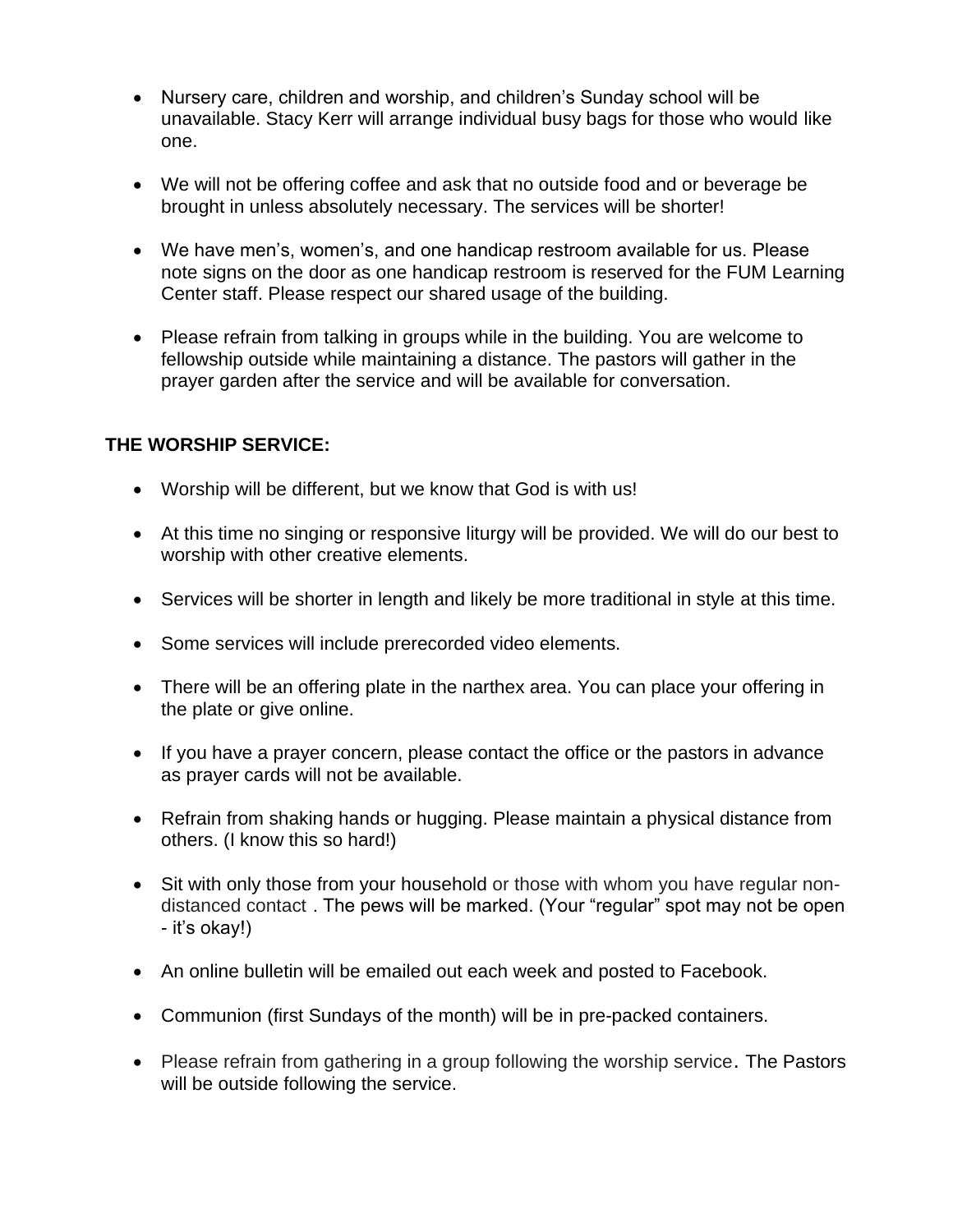- Nursery care, children and worship, and children's Sunday school will be unavailable. Stacy Kerr will arrange individual busy bags for those who would like one.

- We will not be offering coffee and ask that no outside food and or beverage be brought in unless absolutely necessary. The services will be shorter!

- We have men's, women's, and one handicap restroom available for us. Please note signs on the door as one handicap restroom is reserved for the FUM Learning Center staff. Please respect our shared usage of the building.

- Please refrain from talking in groups while in the building. You are welcome to fellowship outside while maintaining a distance. The pastors will gather in the prayer garden after the service and will be available for conversation.

**THE WORSHIP SERVICE:**

- Worship will be different, but we know that God is with us!

- At this time no singing or responsive liturgy will be provided. We will do our best to worship with other creative elements.

- Services will be shorter in length and likely be more traditional in style at this time.

- Some services will include prerecorded video elements.

- There will be an offering plate in the narthex area. You can place your offering in the plate or give online.

- If you have a prayer concern, please contact the office or the pastors in advance as prayer cards will not be available.

- Refrain from shaking hands or hugging. Please maintain a physical distance from others. (I know this so hard!)

- Sit with only those from your household or those with whom you have regular non-distanced contact . The pews will be marked. (Your "regular" spot may not be open - it's okay!)

- An online bulletin will be emailed out each week and posted to Facebook.

- Communion (first Sundays of the month) will be in pre-packed containers.

- Please refrain from gathering in a group following the worship service. The Pastors will be outside following the service.